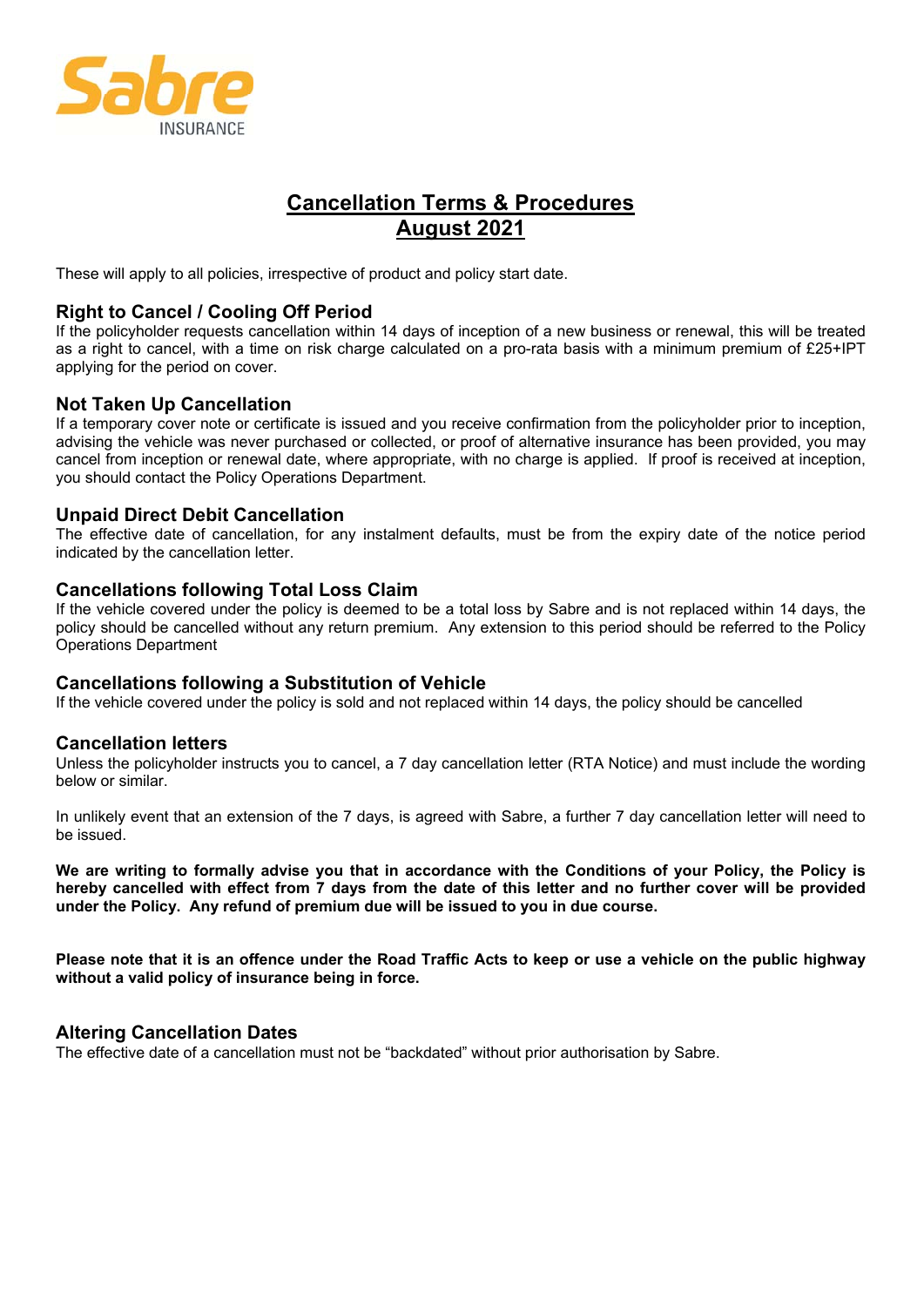Sabre INSURANCE

# Cancellation Terms & Procedures
# August 2021

These will apply to all policies, irrespective of product and policy start date.

## Right to Cancel / Cooling Off Period

If the policyholder requests cancellation within 14 days of inception of a new business or renewal, this will be treated as a right to cancel, with a time on risk charge calculated on a pro-rata basis with a minimum premium of £25+IPT applying for the period on cover.

## Not Taken Up Cancellation

If a temporary cover note or certificate is issued and you receive confirmation from the policyholder prior to inception, advising the vehicle was never purchased or collected, or proof of alternative insurance has been provided, you may cancel from inception or renewal date, where appropriate, with no charge is applied. If proof is received at inception, you should contact the Policy Operations Department.

## Unpaid Direct Debit Cancellation

The effective date of cancellation, for any instalment defaults, must be from the expiry date of the notice period indicated by the cancellation letter.

## Cancellations following Total Loss Claim

If the vehicle covered under the policy is deemed to be a total loss by Sabre and is not replaced within 14 days, the policy should be cancelled without any return premium. Any extension to this period should be referred to the Policy Operations Department

## Cancellations following a Substitution of Vehicle

If the vehicle covered under the policy is sold and not replaced within 14 days, the policy should be cancelled

## Cancellation letters

Unless the policyholder instructs you to cancel, a 7 day cancellation letter (RTA Notice) and must include the wording below or similar.

In unlikely event that an extension of the 7 days, is agreed with Sabre, a further 7 day cancellation letter will need to be issued.

**We are writing to formally advise you that in accordance with the Conditions of your Policy, the Policy is hereby cancelled with effect from 7 days from the date of this letter and no further cover will be provided under the Policy. Any refund of premium due will be issued to you in due course.**

**Please note that it is an offence under the Road Traffic Acts to keep or use a vehicle on the public highway without a valid policy of insurance being in force.**

## Altering Cancellation Dates

The effective date of a cancellation must not be "backdated" without prior authorisation by Sabre.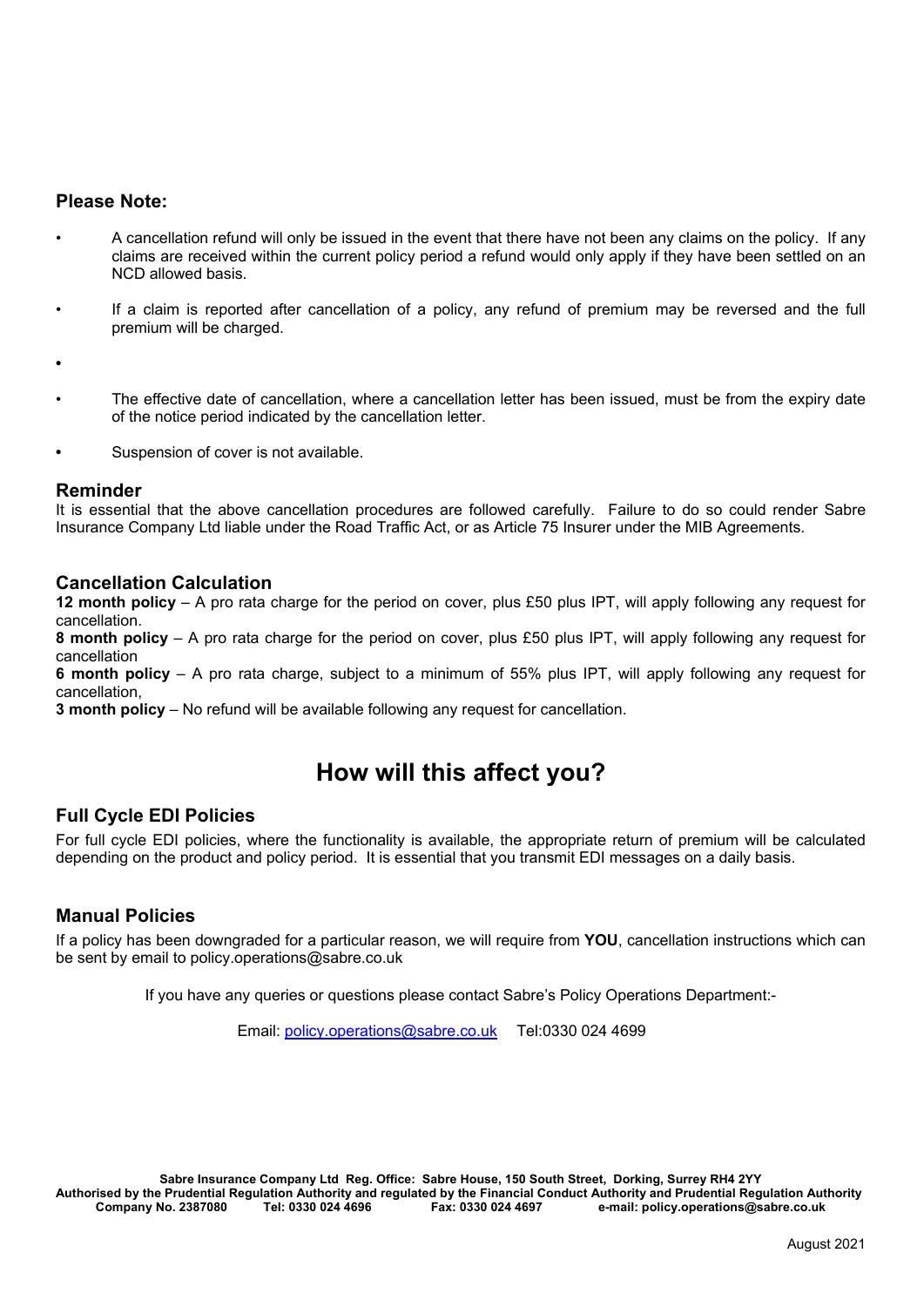### Please Note:

- A cancellation refund will only be issued in the event that there have not been any claims on the policy. If any claims are received within the current policy period a refund would only apply if they have been settled on an NCD allowed basis.
- If a claim is reported after cancellation of a policy, any refund of premium may be reversed and the full premium will be charged.
- 
- The effective date of cancellation, where a cancellation letter has been issued, must be from the expiry date of the notice period indicated by the cancellation letter.
- Suspension of cover is not available.

### Reminder

It is essential that the above cancellation procedures are followed carefully. Failure to do so could render Sabre Insurance Company Ltd liable under the Road Traffic Act, or as Article 75 Insurer under the MIB Agreements.

### Cancellation Calculation

**12 month policy** – A pro rata charge for the period on cover, plus £50 plus IPT, will apply following any request for cancellation.
**8 month policy** – A pro rata charge for the period on cover, plus £50 plus IPT, will apply following any request for cancellation
**6 month policy** – A pro rata charge, subject to a minimum of 55% plus IPT, will apply following any request for cancellation,
**3 month policy** – No refund will be available following any request for cancellation.

## How will this affect you?

### Full Cycle EDI Policies

For full cycle EDI policies, where the functionality is available, the appropriate return of premium will be calculated depending on the product and policy period. It is essential that you transmit EDI messages on a daily basis.

### Manual Policies

If a policy has been downgraded for a particular reason, we will require from **YOU**, cancellation instructions which can be sent by email to policy.operations@sabre.co.uk

If you have any queries or questions please contact Sabre's Policy Operations Department:-

Email: policy.operations@sabre.co.uk    Tel:0330 024 4699

**Sabre Insurance Company Ltd Reg. Office: Sabre House, 150 South Street, Dorking, Surrey RH4 2YY**
**Authorised by the Prudential Regulation Authority and regulated by the Financial Conduct Authority and Prudential Regulation Authority**
**Company No. 2387080    Tel: 0330 024 4696    Fax: 0330 024 4697    e-mail: policy.operations@sabre.co.uk**

August 2021